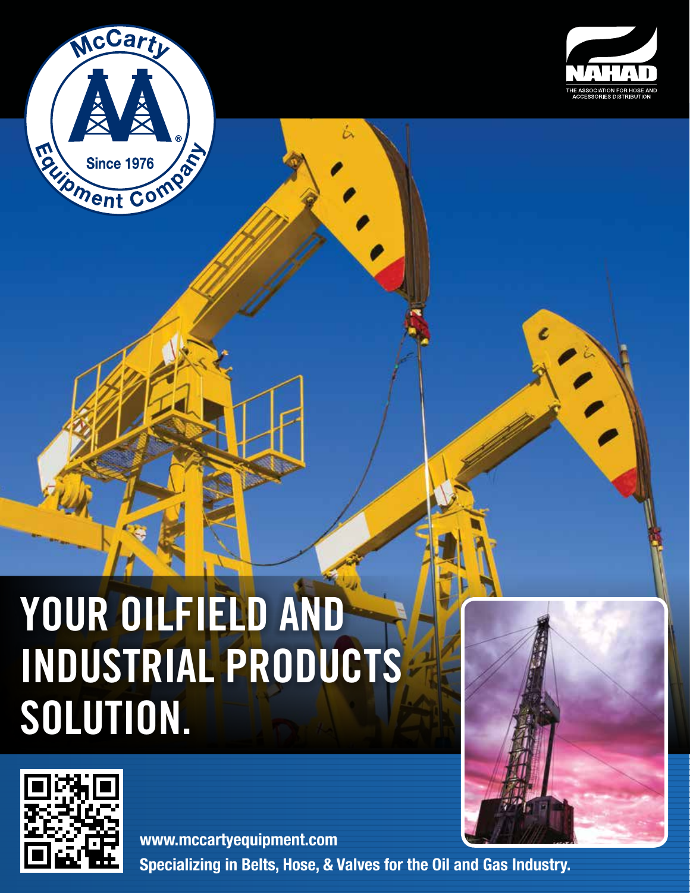McCarty Equipment Company

Since 1976

NAHAD

THE ASSOCIATION FOR HOSE AND ACCESSORIES DISTRIBUTION

# YOUR OILFIELD AND INDUSTRIAL PRODUCTS SOLUTION.

**www.mccartyequipment.com**

**Specializing in Belts, Hose, & Valves for the Oil and Gas Industry.**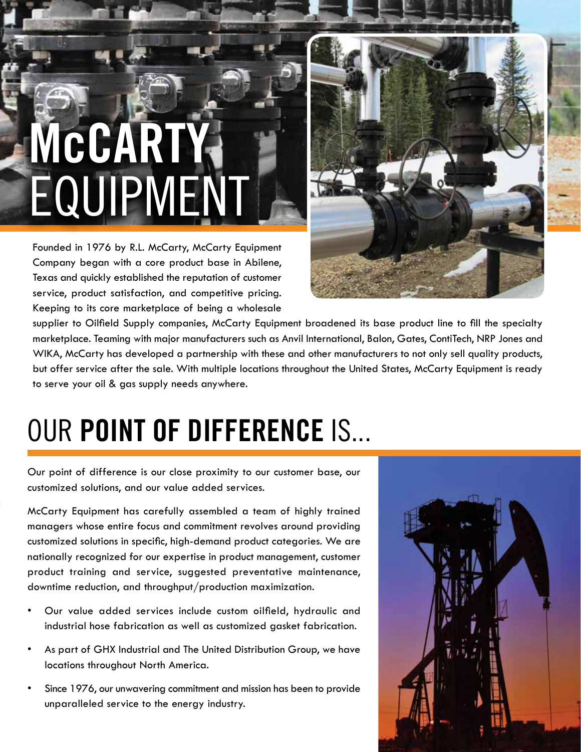# McCARTY EQUIPMENT

Founded in 1976 by R.L. McCarty, McCarty Equipment Company began with a core product base in Abilene, Texas and quickly established the reputation of customer service, product satisfaction, and competitive pricing. Keeping to its core marketplace of being a wholesale supplier to Oilfield Supply companies, McCarty Equipment broadened its base product line to fill the specialty marketplace. Teaming with major manufacturers such as Anvil International, Balon, Gates, ContiTech, NRP Jones and WIKA, McCarty has developed a partnership with these and other manufacturers to not only sell quality products, but offer service after the sale. With multiple locations throughout the United States, McCarty Equipment is ready to serve your oil & gas supply needs anywhere.

## OUR **POINT OF DIFFERENCE** IS...

Our point of difference is our close proximity to our customer base, our customized solutions, and our value added services.

McCarty Equipment has carefully assembled a team of highly trained managers whose entire focus and commitment revolves around providing customized solutions in specific, high-demand product categories. We are nationally recognized for our expertise in product management, customer product training and service, suggested preventative maintenance, downtime reduction, and throughput/production maximization.

- Our value added services include custom oilfield, hydraulic and industrial hose fabrication as well as customized gasket fabrication.
- As part of GHX Industrial and The United Distribution Group, we have locations throughout North America.
- Since 1976, our unwavering commitment and mission has been to provide unparalleled service to the energy industry.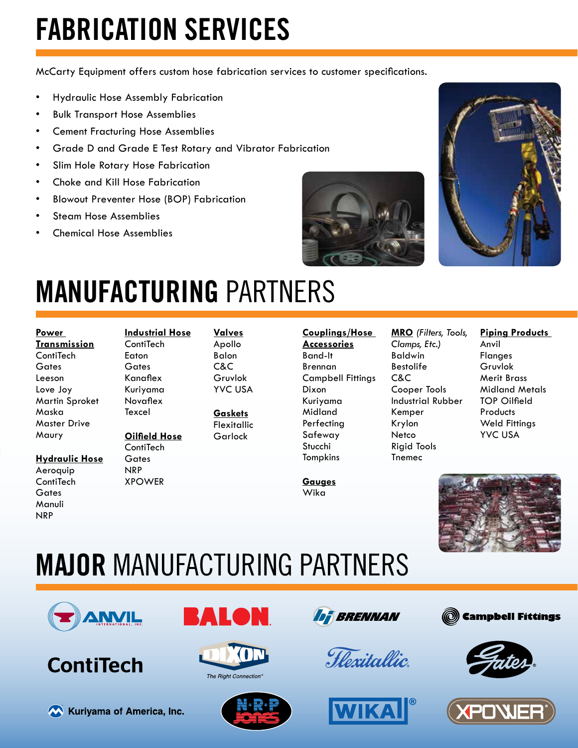# FABRICATION SERVICES

McCarty Equipment offers custom hose fabrication services to customer specifications.

- Hydraulic Hose Assembly Fabrication
- Bulk Transport Hose Assemblies
- Cement Fracturing Hose Assemblies
- Grade D and Grade E Test Rotary and Vibrator Fabrication
- Slim Hole Rotary Hose Fabrication
- Choke and Kill Hose Fabrication
- Blowout Preventer Hose (BOP) Fabrication
- Steam Hose Assemblies
- Chemical Hose Assemblies

# MANUFACTURING PARTNERS

**Power Transmission**
ContiTech
Gates
Leeson
Love Joy
Martin Sproket
Maska
Master Drive
Maury

**Hydraulic Hose**
Aeroquip
ContiTech
Gates
Manuli
NRP

**Industrial Hose**
ContiTech
Eaton
Gates
Kanaflex
Kuriyama
Novaflex
Texcel

**Oilfield Hose**
ContiTech
Gates
NRP
XPOWER

**Valves**
Apollo
Balon
C&C
Gruvlok
YVC USA

**Gaskets**
Flexitallic
Garlock

**Couplings/Hose Accessories**
Band-It
Brennan
Campbell Fittings
Dixon
Kuriyama
Midland
Perfecting
Safeway
Stucchi
Tompkins

**Gauges**
Wika

**MRO** *(Filters, Tools, Clamps, Etc.)*
Baldwin
Bestolife
C&C
Cooper Tools
Industrial Rubber
Kemper
Krylon
Netco
Rigid Tools
Tnemec

**Piping Products**
Anvil
Flanges
Gruvlok
Merit Brass
Midland Metals
TOP Oilfield Products
Weld Fittings
YVC USA

# MAJOR MANUFACTURING PARTNERS

Anvil International, Inc. | Balon | Brennan | Campbell Fittings
ContiTech | Dixon – The Right Connection™ | Flexitallic | Gates
Kuriyama of America, Inc. | NRP Jones | WIKA | XPOWER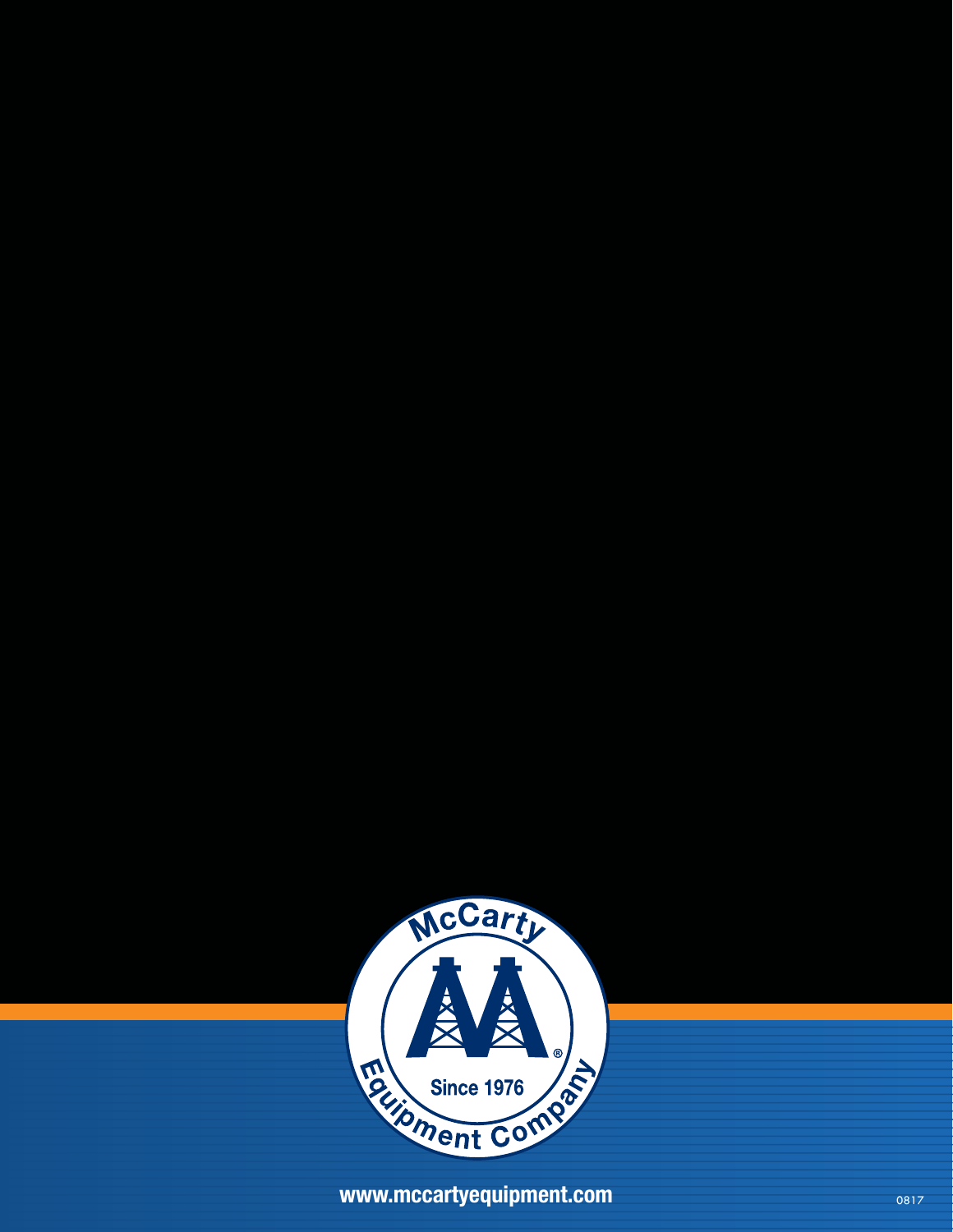McCarty

Since 1976

Equipment Company

www.mccartyequipment.com

0817